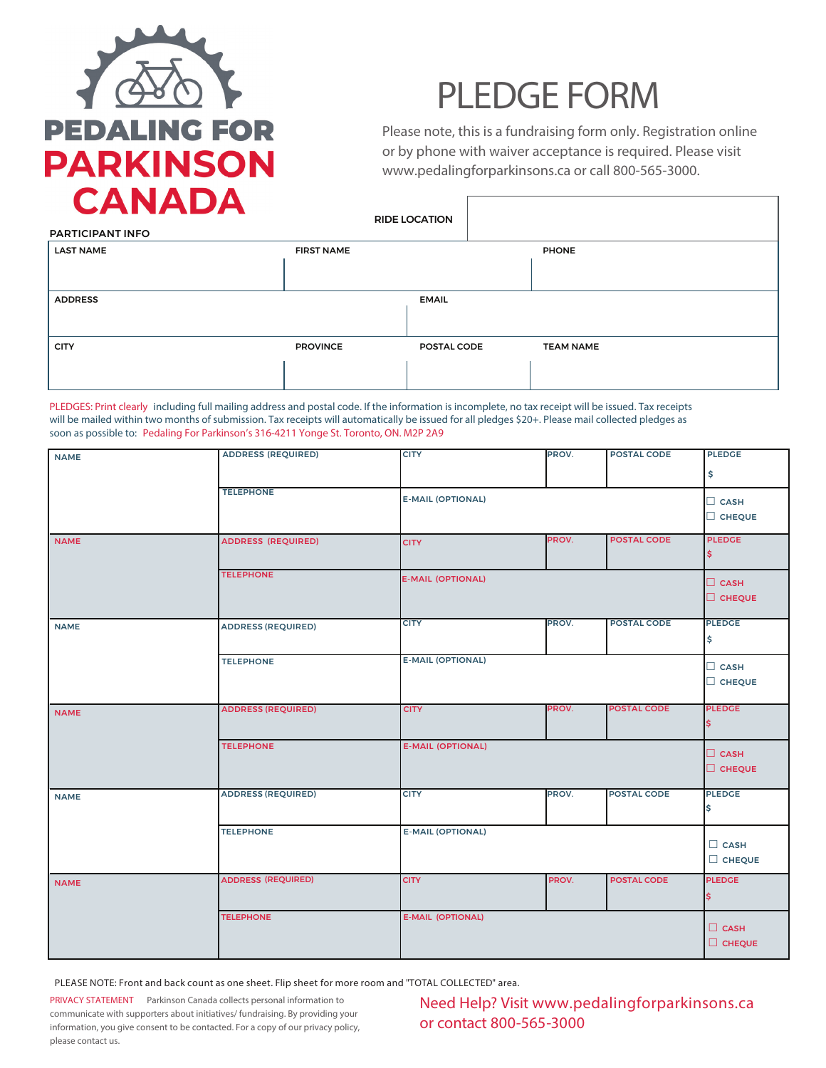# PEDALING FOR PARKINSON CANADA

# PLEDGE FORM

Please note, this is a fundraising form only. Registration online or by phone with waiver acceptance is required. Please visit www.pedalingforparkinsons.ca or call 800-565-3000.

| RIDE LOCATION | |
|---|---|

**PARTICIPANT INFO**

| LAST NAME | FIRST NAME | | PHONE |
|---|---|---|---|
| | | | |
| ADDRESS | | EMAIL | |
| | | | |
| CITY | PROVINCE | POSTAL CODE | TEAM NAME |
| | | | |

PLEDGES: Print clearly including full mailing address and postal code. If the information is incomplete, no tax receipt will be issued. Tax receipts will be mailed within two months of submission. Tax receipts will automatically be issued for all pledges $20+. Please mail collected pledges as soon as possible to: Pedaling For Parkinson's 316-4211 Yonge St. Toronto, ON. M2P 2A9

| NAME | ADDRESS (REQUIRED) | CITY | PROV. | POSTAL CODE | PLEDGE |
|---|---|---|---|---|---|
| | | | | | $ |
| | TELEPHONE | E-MAIL (OPTIONAL) | | | ☐ CASH ☐ CHEQUE |
| NAME | ADDRESS (REQUIRED) | CITY | PROV. | POSTAL CODE | PLEDGE $ |
| | TELEPHONE | E-MAIL (OPTIONAL) | | | ☐ CASH ☐ CHEQUE |
| NAME | ADDRESS (REQUIRED) | CITY | PROV. | POSTAL CODE | PLEDGE $ |
| | TELEPHONE | E-MAIL (OPTIONAL) | | | ☐ CASH ☐ CHEQUE |
| NAME | ADDRESS (REQUIRED) | CITY | PROV. | POSTAL CODE | PLEDGE $ |
| | TELEPHONE | E-MAIL (OPTIONAL) | | | ☐ CASH ☐ CHEQUE |
| NAME | ADDRESS (REQUIRED) | CITY | PROV. | POSTAL CODE | PLEDGE $ |
| | TELEPHONE | E-MAIL (OPTIONAL) | | | ☐ CASH ☐ CHEQUE |
| NAME | ADDRESS (REQUIRED) | CITY | PROV. | POSTAL CODE | PLEDGE $ |
| | TELEPHONE | E-MAIL (OPTIONAL) | | | ☐ CASH ☐ CHEQUE |

PLEASE NOTE: Front and back count as one sheet. Flip sheet for more room and "TOTAL COLLECTED" area.

PRIVACY STATEMENT Parkinson Canada collects personal information to communicate with supporters about initiatives/ fundraising. By providing your information, you give consent to be contacted. For a copy of our privacy policy, please contact us.

Need Help? Visit www.pedalingforparkinsons.ca or contact 800-565-3000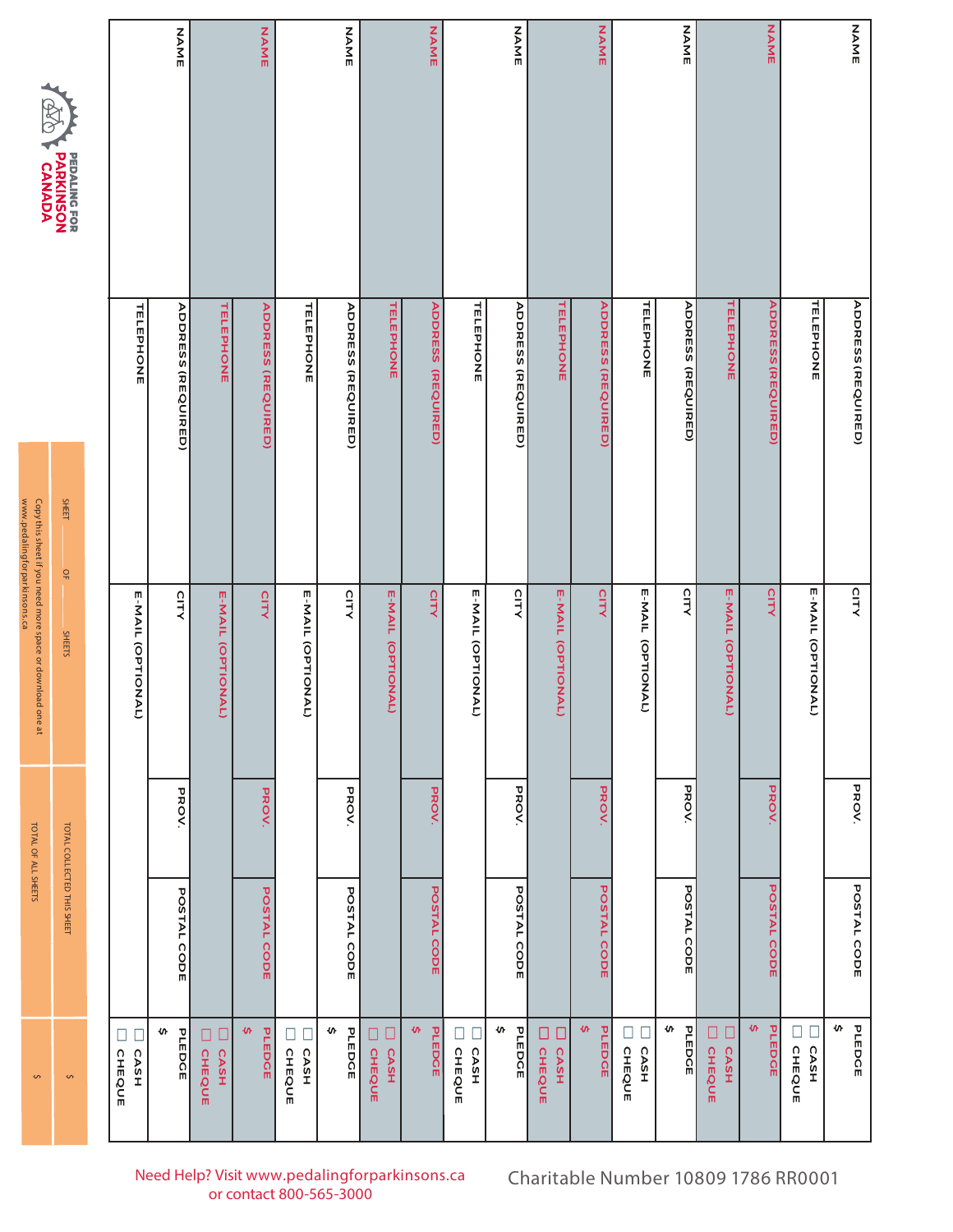| NAME | ADDRESS (REQUIRED) | CITY | PROV. | POSTAL CODE | PLEDGE |
|---|---|---|---|---|---|
| | TELEPHONE | E-MAIL (OPTIONAL) | | | $ ☐ CASH ☐ CHEQUE |
| NAME | ADDRESS (REQUIRED) | CITY | PROV. | POSTAL CODE | PLEDGE |
| | TELEPHONE | E-MAIL (OPTIONAL) | | | $ ☐ CASH ☐ CHEQUE |
| NAME | ADDRESS (REQUIRED) | CITY | PROV. | POSTAL CODE | PLEDGE |
| | TELEPHONE | E-MAIL (OPTIONAL) | | | $ ☐ CASH ☐ CHEQUE |
| NAME | ADDRESS (REQUIRED) | CITY | PROV. | POSTAL CODE | PLEDGE |
| | TELEPHONE | E-MAIL (OPTIONAL) | | | $ ☐ CASH ☐ CHEQUE |
| NAME | ADDRESS (REQUIRED) | CITY | PROV. | POSTAL CODE | PLEDGE |
| | TELEPHONE | E-MAIL (OPTIONAL) | | | $ ☐ CASH ☐ CHEQUE |
| NAME | ADDRESS (REQUIRED) | CITY | PROV. | POSTAL CODE | PLEDGE |
| | TELEPHONE | E-MAIL (OPTIONAL) | | | $ ☐ CASH ☐ CHEQUE |
| NAME | ADDRESS (REQUIRED) | CITY | PROV. | POSTAL CODE | PLEDGE |
| | TELEPHONE | E-MAIL (OPTIONAL) | | | $ ☐ CASH ☐ CHEQUE |
| NAME | ADDRESS (REQUIRED) | CITY | PROV. | POSTAL CODE | PLEDGE |
| | TELEPHONE | E-MAIL (OPTIONAL) | | | $ ☐ CASH ☐ CHEQUE |
| NAME | ADDRESS (REQUIRED) | CITY | PROV. | POSTAL CODE | PLEDGE |
| | TELEPHONE | E-MAIL (OPTIONAL) | | | $ ☐ CASH ☐ CHEQUE |

PEDALING FOR PARKINSON CANADA

| SHEET ______ OF ______ SHEETS | TOTAL COLLECTED THIS SHEET | $ |
|---|---|---|
| Copy this sheet if you need more space or download one at www.pedalingforparkinsons.ca | TOTAL OF ALL SHEETS | $ |

Charitable Number 10809 1786 RR0001

Need Help? Visit www.pedalingforparkinsons.ca or contact 800-565-3000